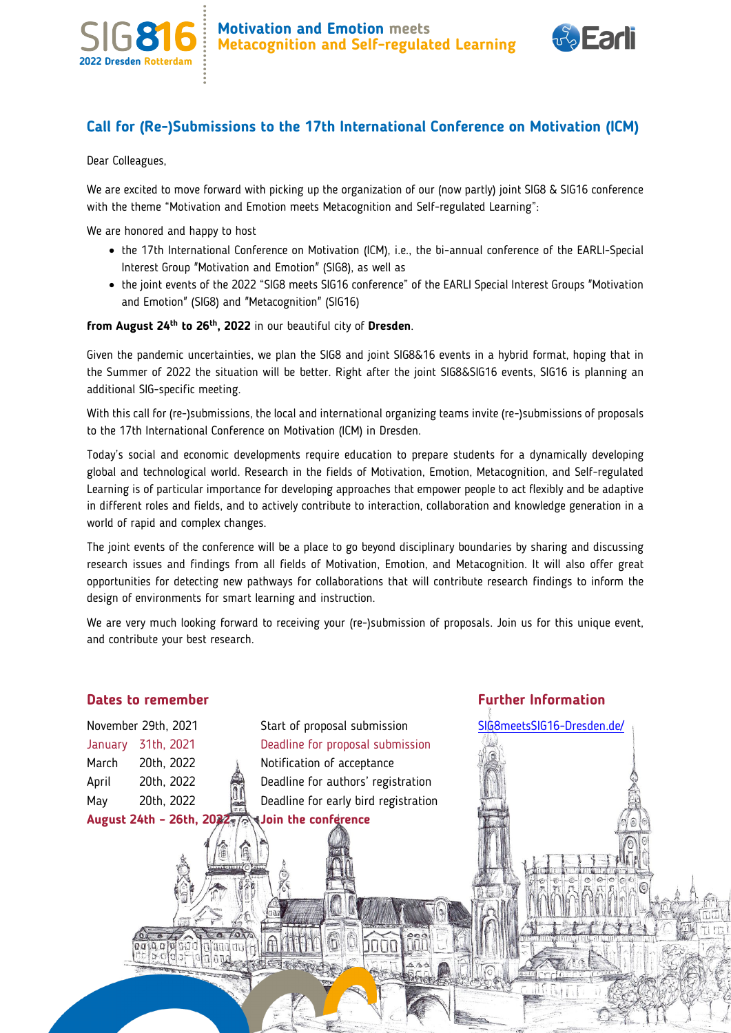SIG816 2022 Dresden Rotterdam

**Motivation and Emotion meets Metacognition and Self-regulated Learning**

Earli

## Call for (Re-)Submissions to the 17th International Conference on Motivation (ICM)

Dear Colleagues,

We are excited to move forward with picking up the organization of our (now partly) joint SIG8 & SIG16 conference with the theme "Motivation and Emotion meets Metacognition and Self-regulated Learning":

We are honored and happy to host

- the 17th International Conference on Motivation (ICM), i.e., the bi-annual conference of the EARLI-Special Interest Group "Motivation and Emotion" (SIG8), as well as
- the joint events of the 2022 "SIG8 meets SIG16 conference" of the EARLI Special Interest Groups "Motivation and Emotion" (SIG8) and "Metacognition" (SIG16)

**from August 24th to 26th, 2022** in our beautiful city of **Dresden**.

Given the pandemic uncertainties, we plan the SIG8 and joint SIG8&16 events in a hybrid format, hoping that in the Summer of 2022 the situation will be better. Right after the joint SIG8&SIG16 events, SIG16 is planning an additional SIG-specific meeting.

With this call for (re-)submissions, the local and international organizing teams invite (re-)submissions of proposals to the 17th International Conference on Motivation (ICM) in Dresden.

Today's social and economic developments require education to prepare students for a dynamically developing global and technological world. Research in the fields of Motivation, Emotion, Metacognition, and Self-regulated Learning is of particular importance for developing approaches that empower people to act flexibly and be adaptive in different roles and fields, and to actively contribute to interaction, collaboration and knowledge generation in a world of rapid and complex changes.

The joint events of the conference will be a place to go beyond disciplinary boundaries by sharing and discussing research issues and findings from all fields of Motivation, Emotion, and Metacognition. It will also offer great opportunities for detecting new pathways for collaborations that will contribute research findings to inform the design of environments for smart learning and instruction.

We are very much looking forward to receiving your (re-)submission of proposals. Join us for this unique event, and contribute your best research.

### Dates to remember

| Date | Event |
| --- | --- |
| November 29th, 2021 | Start of proposal submission |
| January 31th, 2021 | Deadline for proposal submission |
| March 20th, 2022 | Notification of acceptance |
| April 20th, 2022 | Deadline for authors' registration |
| May 20th, 2022 | Deadline for early bird registration |
| **August 24th – 26th, 2022** | **Join the conference** |

### Further Information

[SIG8meetsSIG16-Dresden.de/](SIG8meetsSIG16-Dresden.de/)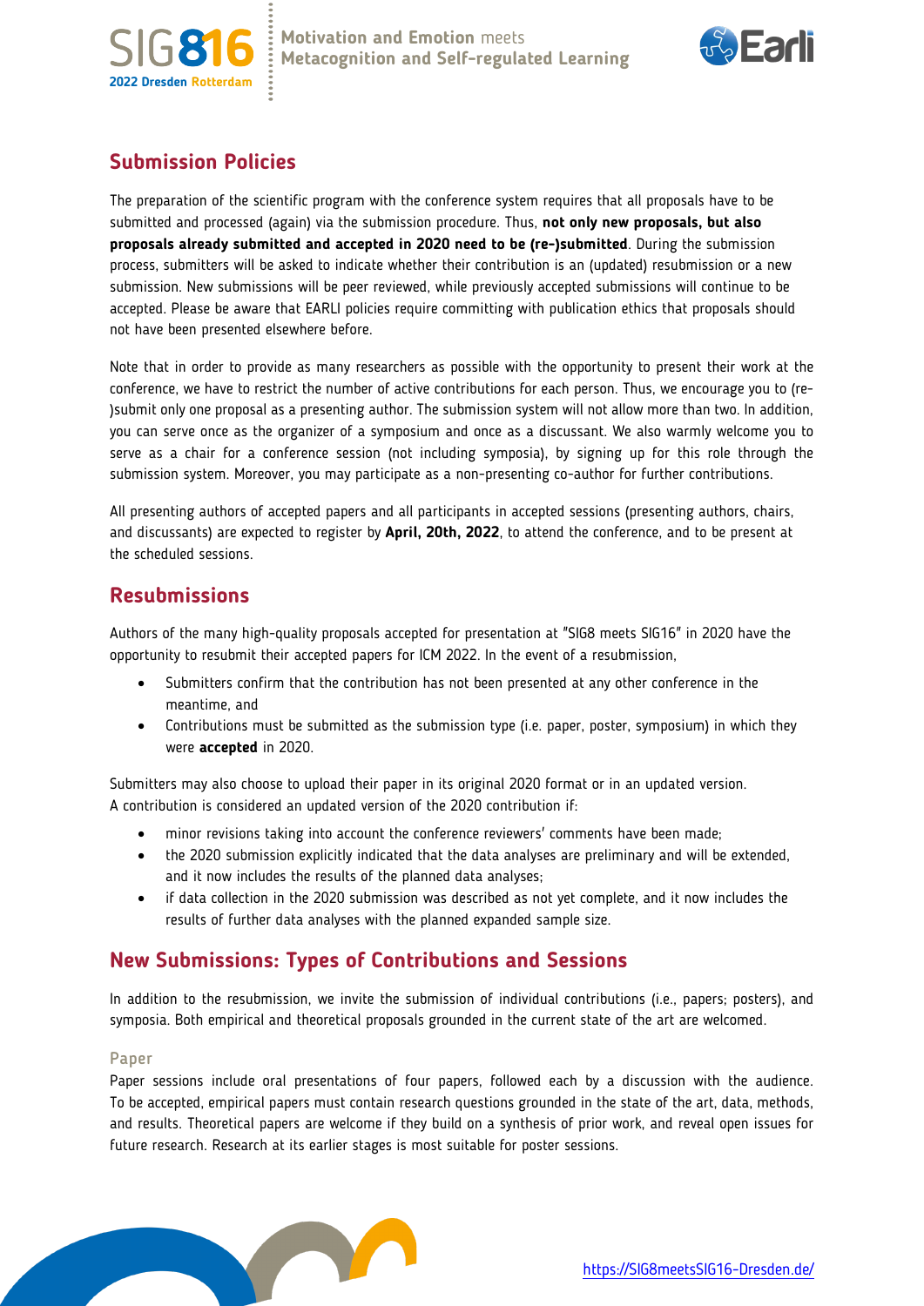## Submission Policies

The preparation of the scientific program with the conference system requires that all proposals have to be submitted and processed (again) via the submission procedure. Thus, **not only new proposals, but also proposals already submitted and accepted in 2020 need to be (re-)submitted**. During the submission process, submitters will be asked to indicate whether their contribution is an (updated) resubmission or a new submission. New submissions will be peer reviewed, while previously accepted submissions will continue to be accepted. Please be aware that EARLI policies require committing with publication ethics that proposals should not have been presented elsewhere before.

Note that in order to provide as many researchers as possible with the opportunity to present their work at the conference, we have to restrict the number of active contributions for each person. Thus, we encourage you to (re-)submit only one proposal as a presenting author. The submission system will not allow more than two. In addition, you can serve once as the organizer of a symposium and once as a discussant. We also warmly welcome you to serve as a chair for a conference session (not including symposia), by signing up for this role through the submission system. Moreover, you may participate as a non-presenting co-author for further contributions.

All presenting authors of accepted papers and all participants in accepted sessions (presenting authors, chairs, and discussants) are expected to register by **April, 20th, 2022**, to attend the conference, and to be present at the scheduled sessions.

## Resubmissions

Authors of the many high-quality proposals accepted for presentation at "SIG8 meets SIG16" in 2020 have the opportunity to resubmit their accepted papers for ICM 2022. In the event of a resubmission,

- Submitters confirm that the contribution has not been presented at any other conference in the meantime, and
- Contributions must be submitted as the submission type (i.e. paper, poster, symposium) in which they were **accepted** in 2020.

Submitters may also choose to upload their paper in its original 2020 format or in an updated version.
A contribution is considered an updated version of the 2020 contribution if:

- minor revisions taking into account the conference reviewers' comments have been made;
- the 2020 submission explicitly indicated that the data analyses are preliminary and will be extended, and it now includes the results of the planned data analyses;
- if data collection in the 2020 submission was described as not yet complete, and it now includes the results of further data analyses with the planned expanded sample size.

## New Submissions: Types of Contributions and Sessions

In addition to the resubmission, we invite the submission of individual contributions (i.e., papers; posters), and symposia. Both empirical and theoretical proposals grounded in the current state of the art are welcomed.

### Paper

Paper sessions include oral presentations of four papers, followed each by a discussion with the audience. To be accepted, empirical papers must contain research questions grounded in the state of the art, data, methods, and results. Theoretical papers are welcome if they build on a synthesis of prior work, and reveal open issues for future research. Research at its earlier stages is most suitable for poster sessions.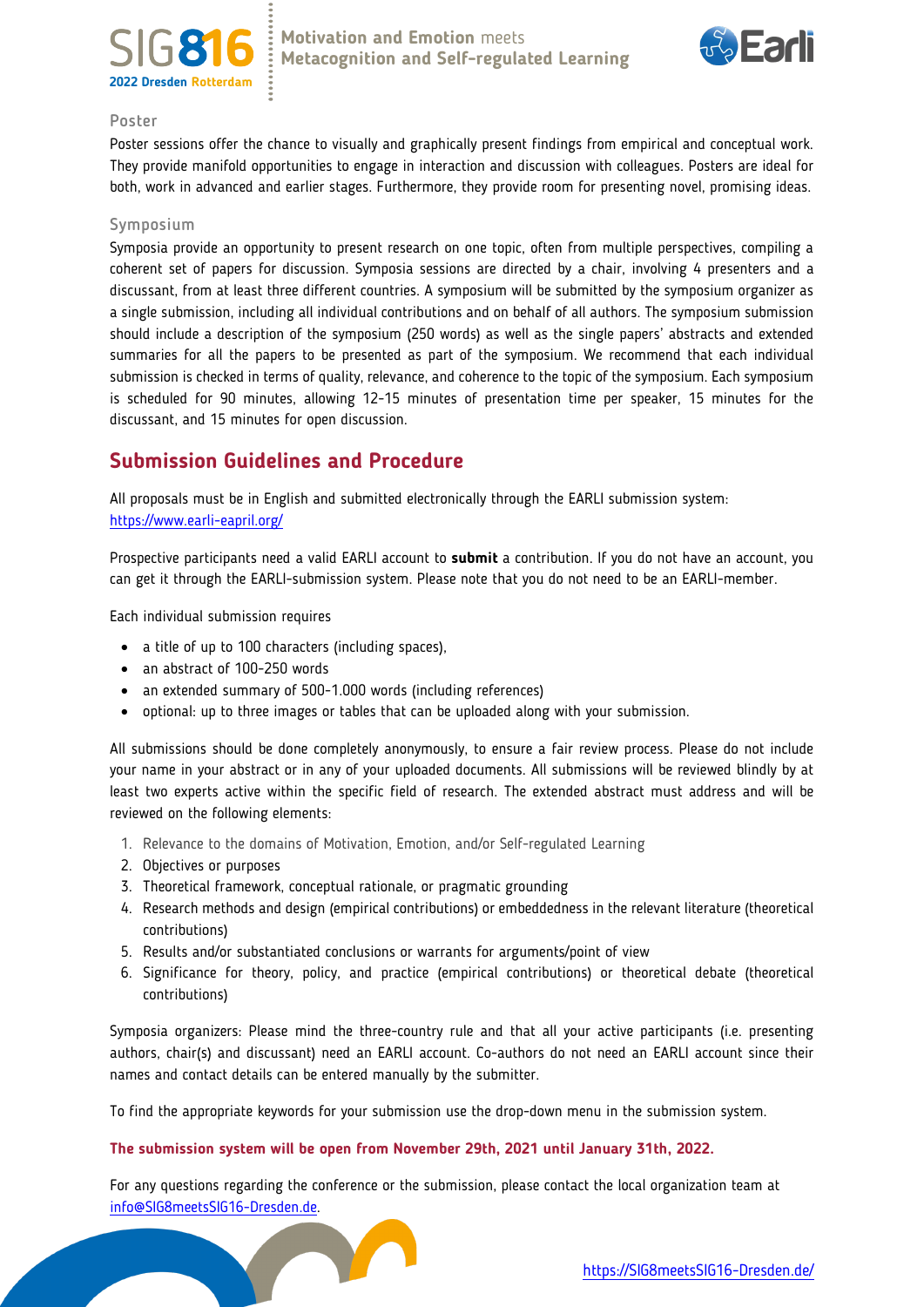### Poster

Poster sessions offer the chance to visually and graphically present findings from empirical and conceptual work. They provide manifold opportunities to engage in interaction and discussion with colleagues. Posters are ideal for both, work in advanced and earlier stages. Furthermore, they provide room for presenting novel, promising ideas.

### Symposium

Symposia provide an opportunity to present research on one topic, often from multiple perspectives, compiling a coherent set of papers for discussion. Symposia sessions are directed by a chair, involving 4 presenters and a discussant, from at least three different countries. A symposium will be submitted by the symposium organizer as a single submission, including all individual contributions and on behalf of all authors. The symposium submission should include a description of the symposium (250 words) as well as the single papers' abstracts and extended summaries for all the papers to be presented as part of the symposium. We recommend that each individual submission is checked in terms of quality, relevance, and coherence to the topic of the symposium. Each symposium is scheduled for 90 minutes, allowing 12-15 minutes of presentation time per speaker, 15 minutes for the discussant, and 15 minutes for open discussion.

## Submission Guidelines and Procedure

All proposals must be in English and submitted electronically through the EARLI submission system: https://www.earli-eapril.org/

Prospective participants need a valid EARLI account to **submit** a contribution. If you do not have an account, you can get it through the EARLI-submission system. Please note that you do not need to be an EARLI-member.

Each individual submission requires

- a title of up to 100 characters (including spaces),
- an abstract of 100-250 words
- an extended summary of 500-1.000 words (including references)
- optional: up to three images or tables that can be uploaded along with your submission.

All submissions should be done completely anonymously, to ensure a fair review process. Please do not include your name in your abstract or in any of your uploaded documents. All submissions will be reviewed blindly by at least two experts active within the specific field of research. The extended abstract must address and will be reviewed on the following elements:

1. Relevance to the domains of Motivation, Emotion, and/or Self-regulated Learning
2. Objectives or purposes
3. Theoretical framework, conceptual rationale, or pragmatic grounding
4. Research methods and design (empirical contributions) or embeddedness in the relevant literature (theoretical contributions)
5. Results and/or substantiated conclusions or warrants for arguments/point of view
6. Significance for theory, policy, and practice (empirical contributions) or theoretical debate (theoretical contributions)

Symposia organizers: Please mind the three-country rule and that all your active participants (i.e. presenting authors, chair(s) and discussant) need an EARLI account. Co-authors do not need an EARLI account since their names and contact details can be entered manually by the submitter.

To find the appropriate keywords for your submission use the drop-down menu in the submission system.

**The submission system will be open from November 29th, 2021 until January 31th, 2022.**

For any questions regarding the conference or the submission, please contact the local organization team at info@SIG8meetsSIG16-Dresden.de.